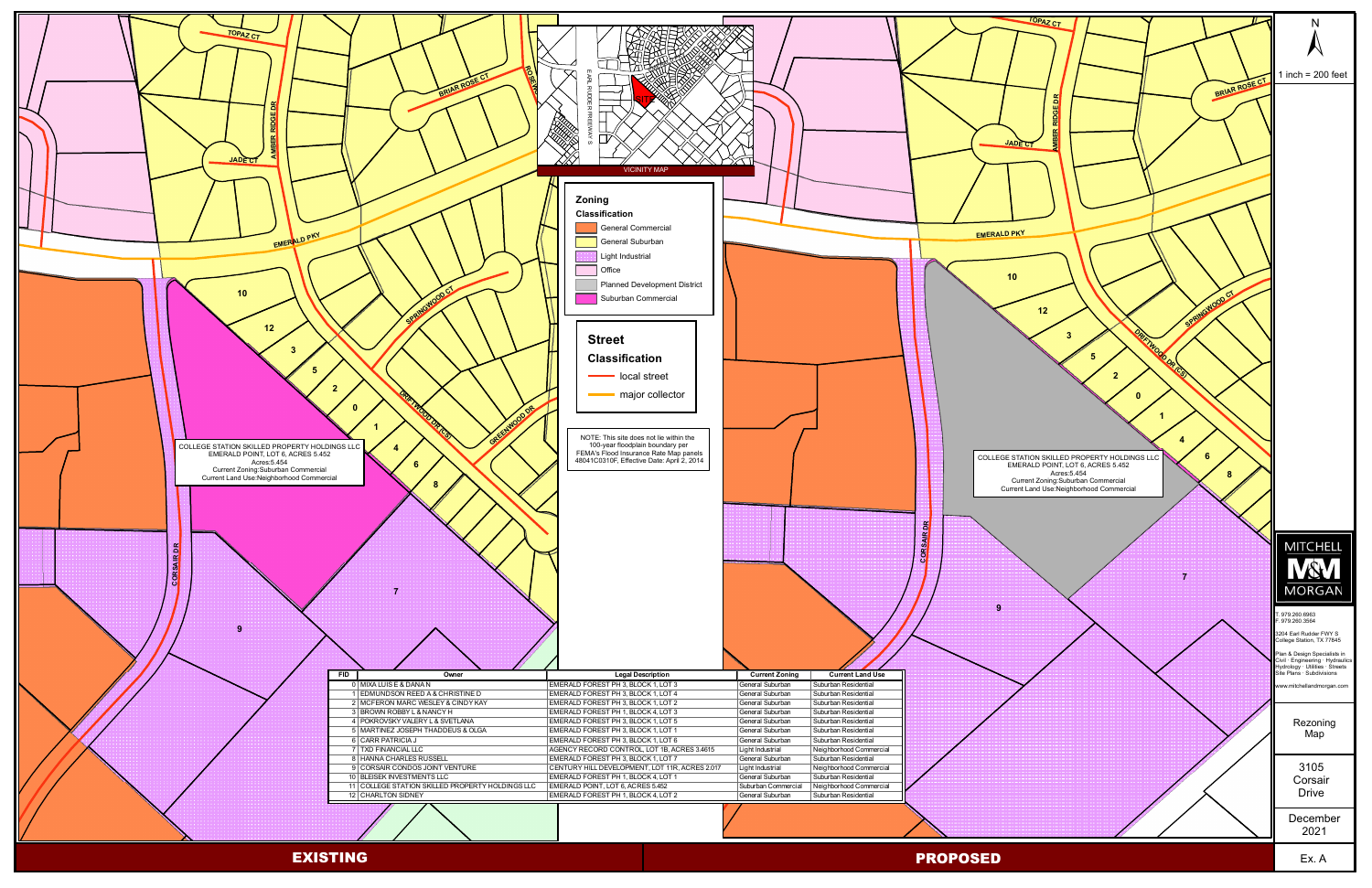# Rezoning Map

## EXISTING

COLLEGE STATION SKILLED PROPERTY HOLDINGS LLC
EMERALD POINT, LOT 6, ACRES 5.452
Acres:5.454
Current Zoning:Suburban Commercial
Current Land Use:Neighborhood Commercial

## PROPOSED

COLLEGE STATION SKILLED PROPERTY HOLDINGS LLC
EMERALD POINT, LOT 6, ACRES 5.452
Acres:5.454
Current Zoning:Suburban Commercial
Current Land Use:Neighborhood Commercial

VICINITY MAP

EARL RUDDER FREEWAY S

SITE

### Zoning Classification

- General Commercial
- General Suburban
- Light Industrial
- Office
- Planned Development District
- Suburban Commercial

### Street Classification

- local street
- major collector

NOTE: This site does not lie within the 100-year floodplain boundary per FEMA's Flood Insurance Rate Map panels 48041C0310F, Effective Date: April 2, 2014

| FID | Owner | Legal Description | Current Zoning | Current Land Use |
|---|---|---|---|---|
| 0 | MIXA LUIS E & DANA N | EMERALD FOREST PH 3, BLOCK 1, LOT 3 | General Suburban | Suburban Residential |
| 1 | EDMUNDSON REED A & CHRISTINE D | EMERALD FOREST PH 3, BLOCK 1, LOT 4 | General Suburban | Suburban Residential |
| 2 | MCFERON MARC WESLEY & CINDY KAY | EMERALD FOREST PH 3, BLOCK 1, LOT 2 | General Suburban | Suburban Residential |
| 3 | BROWN ROBBY L & NANCY H | EMERALD FOREST PH 1, BLOCK 4, LOT 3 | General Suburban | Suburban Residential |
| 4 | POKROVSKY VALERY L & SVETLANA | EMERALD FOREST PH 3, BLOCK 1, LOT 5 | General Suburban | Suburban Residential |
| 5 | MARTINEZ JOSEPH THADDEUS & OLGA | EMERALD FOREST PH 3, BLOCK 1, LOT 1 | General Suburban | Suburban Residential |
| 6 | CARR PATRICIA J | EMERALD FOREST PH 3, BLOCK 1, LOT 6 | General Suburban | Suburban Residential |
| 7 | TXD FINANCIAL LLC | AGENCY RECORD CONTROL, LOT 1B, ACRES 3.4615 | Light Industrial | Neighborhood Commercial |
| 8 | HANNA CHARLES RUSSELL | EMERALD FOREST PH 3, BLOCK 1, LOT 7 | General Suburban | Suburban Residential |
| 9 | CORSAIR CONDOS JOINT VENTURE | CENTURY HILL DEVELOPMENT, LOT 11R, ACRES 2.017 | Light Industrial | Neighborhood Commercial |
| 10 | BLEISEK INVESTMENTS LLC | EMERALD FOREST PH 1, BLOCK 4, LOT 1 | General Suburban | Suburban Residential |
| 11 | COLLEGE STATION SKILLED PROPERTY HOLDINGS LLC | EMERALD POINT, LOT 6, ACRES 5.452 | Suburban Commercial | Neighborhood Commercial |
| 12 | CHARLTON SIDNEY | EMERALD FOREST PH 1, BLOCK 4, LOT 2 | General Suburban | Suburban Residential |

N

1 inch = 200 feet

MITCHELL M&M MORGAN

T. 979.260.6963
F. 979.260.3564

3204 Earl Rudder FWY S
College Station, TX 77845

Plan & Design Specialists in
Civil · Engineering · Hydraulics
Hydrology · Utilities · Streets
Site Plans · Subdivisions

www.mitchellandmorgan.com

Rezoning Map

3105 Corsair Drive

December 2021

Ex. A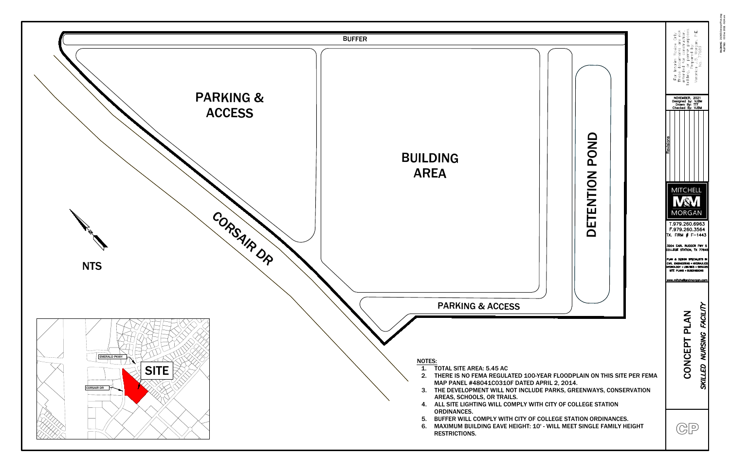BUFFER

PARKING & ACCESS

BUILDING AREA

DETENTION POND

CORSAIR DR

PARKING & ACCESS

NTS

EMERALD PKWY

SITE

CORSAIR DR

NOTES:

1. TOTAL SITE AREA: 5.45 AC
2. THERE IS NO FEMA REGULATED 100-YEAR FLOODPLAIN ON THIS SITE PER FEMA MAP PANEL #48041C0310F DATED APRIL 2, 2014.
3. THE DEVELOPMENT WILL NOT INCLUDE PARKS, GREENWAYS, CONSERVATION AREAS, SCHOOLS, OR TRAILS.
4. ALL SITE LIGHTING WILL COMPLY WITH CITY OF COLLEGE STATION ORDINANCES.
5. BUFFER WILL COMPLY WITH CITY OF COLLEGE STATION ORDINANCES.
6. MAXIMUM BUILDING EAVE HEIGHT: 10' - WILL MEET SINGLE FAMILY HEIGHT RESTRICTIONS.

For Interim Review Only. These documents are not intended for construction, bidding, or permit purposes. Prepared by: Veronica J.B. Morgan, P.E. No. 77689

NOVEMBER, 2021
Designed by: VJBM
Drawn By: TTF
Checked By: VJBM

Revisions

MITCHELL M&M MORGAN

T.979.260.6963
F.979.260.3564
TX. FIRM # F-1443

3204 EARL RUDDER FWY S
COLLEGE STATION, TX 77845

PLAN & DESIGN SPECIALISTS IN CIVIL ENGINEERING • HYDRAULICS HYDROLOGY • UTILITIES • STREETS SITE PLANS • SUBDIVISIONS

www.mitchellandmorgan.com

# CONCEPT PLAN

*SKILLED NURSING FACILITY*

CP